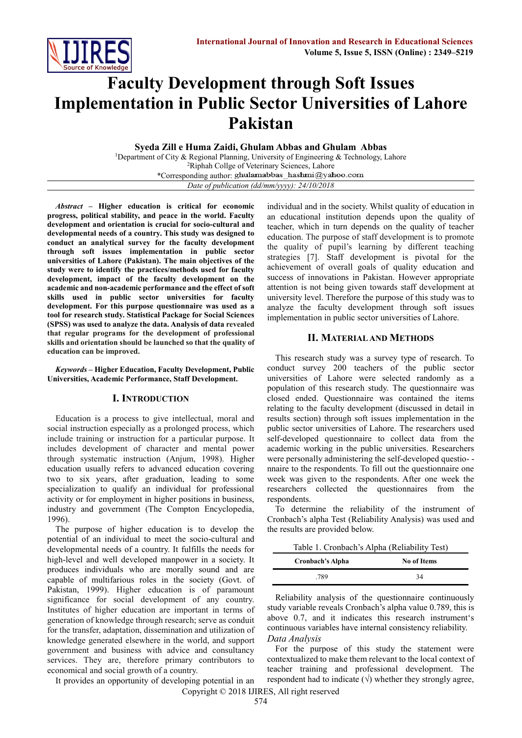# Faculty Development through Soft Issues Implementation in Public Sector Universities of Lahore Pakistan

**Syeda Zill e Huma Zaidi, Ghulam Abbas and Ghulam Abbas**

[1]Department of City & Regional Planning, University of Engineering & Technology, Lahore
[2]Riphah Collge of Veterinary Sciences, Lahore
*Corresponding author: ghulamabbas_hashmi@yahoo.com

*Date of publication (dd/mm/yyyy): 24/10/2018*

***Abstract* – Higher education is critical for economic progress, political stability, and peace in the world. Faculty development and orientation is crucial for socio-cultural and developmental needs of a country. This study was designed to conduct an analytical survey for the faculty development through soft issues implementation in public sector universities of Lahore (Pakistan). The main objectives of the study were to identify the practices/methods used for faculty development, impact of the faculty development on the academic and non-academic performance and the effect of soft skills used in public sector universities for faculty development. For this purpose questionnaire was used as a tool for research study. Statistical Package for Social Sciences (SPSS) was used to analyze the data. Analysis of data revealed that regular programs for the development of professional skills and orientation should be launched so that the quality of education can be improved.**

***Keywords* – Higher Education, Faculty Development, Public Universities, Academic Performance, Staff Development.**

## I. Introduction

Education is a process to give intellectual, moral and social instruction especially as a prolonged process, which include training or instruction for a particular purpose. It includes development of character and mental power through systematic instruction (Anjum, 1998). Higher education usually refers to advanced education covering two to six years, after graduation, leading to some specialization to qualify an individual for professional activity or for employment in higher positions in business, industry and government (The Compton Encyclopedia, 1996).

The purpose of higher education is to develop the potential of an individual to meet the socio-cultural and developmental needs of a country. It fulfills the needs for high-level and well developed manpower in a society. It produces individuals who are morally sound and are capable of multifarious roles in the society (Govt. of Pakistan, 1999). Higher education is of paramount significance for social development of any country. Institutes of higher education are important in terms of generation of knowledge through research; serve as conduit for the transfer, adaptation, dissemination and utilization of knowledge generated elsewhere in the world, and support government and business with advice and consultancy services. They are, therefore primary contributors to economical and social growth of a country.

It provides an opportunity of developing potential in an individual and in the society. Whilst quality of education in an educational institution depends upon the quality of teacher, which in turn depends on the quality of teacher education. The purpose of staff development is to promote the quality of pupil's learning by different teaching strategies [7]. Staff development is pivotal for the achievement of overall goals of quality education and success of innovations in Pakistan. However appropriate attention is not being given towards staff development at university level. Therefore the purpose of this study was to analyze the faculty development through soft issues implementation in public sector universities of Lahore.

## II. Material and Methods

This research study was a survey type of research. To conduct survey 200 teachers of the public sector universities of Lahore were selected randomly as a population of this research study. The questionnaire was closed ended. Questionnaire was contained the items relating to the faculty development (discussed in detail in results section) through soft issues implementation in the public sector universities of Lahore. The researchers used self-developed questionnaire to collect data from the academic working in the public universities. Researchers were personally administering the self-developed questio- -nnaire to the respondents. To fill out the questionnaire one week was given to the respondents. After one week the researchers collected the questionnaires from the respondents.

To determine the reliability of the instrument of Cronbach's alpha Test (Reliability Analysis) was used and the results are provided below.

Table 1. Cronbach's Alpha (Reliability Test)

| Cronbach's Alpha | No of Items |
|---|---|
| .789 | 34 |

Reliability analysis of the questionnaire continuously study variable reveals Cronbach's alpha value 0.789, this is above 0.7, and it indicates this research instrument's continuous variables have internal consistency reliability.

*Data Analysis*

For the purpose of this study the statement were contextualized to make them relevant to the local context of teacher training and professional development. The respondent had to indicate (√) whether they strongly agree,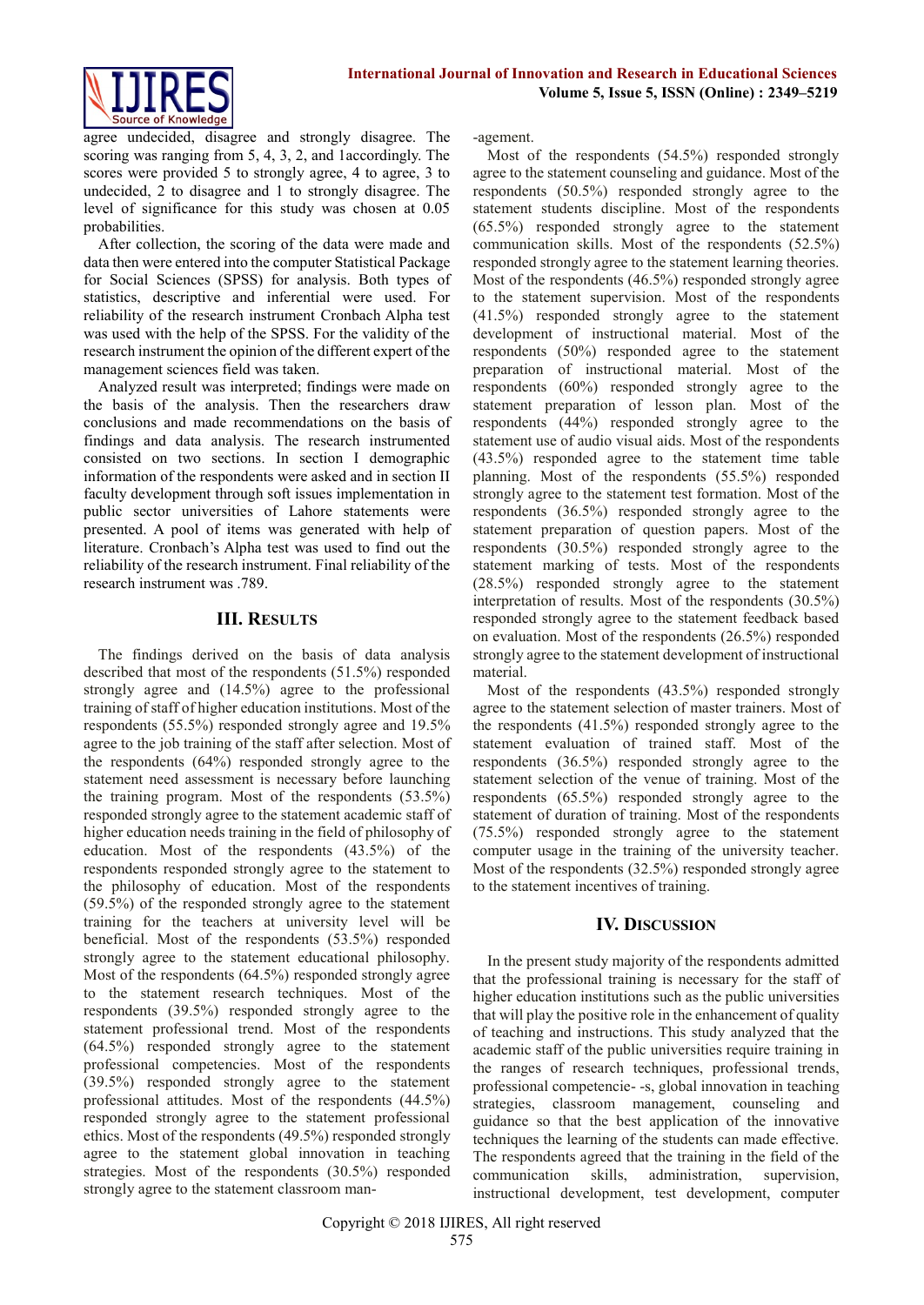agree undecided, disagree and strongly disagree. The scoring was ranging from 5, 4, 3, 2, and 1accordingly. The scores were provided 5 to strongly agree, 4 to agree, 3 to undecided, 2 to disagree and 1 to strongly disagree. The level of significance for this study was chosen at 0.05 probabilities.

After collection, the scoring of the data were made and data then were entered into the computer Statistical Package for Social Sciences (SPSS) for analysis. Both types of statistics, descriptive and inferential were used. For reliability of the research instrument Cronbach Alpha test was used with the help of the SPSS. For the validity of the research instrument the opinion of the different expert of the management sciences field was taken.

Analyzed result was interpreted; findings were made on the basis of the analysis. Then the researchers draw conclusions and made recommendations on the basis of findings and data analysis. The research instrumented consisted on two sections. In section I demographic information of the respondents were asked and in section II faculty development through soft issues implementation in public sector universities of Lahore statements were presented. A pool of items was generated with help of literature. Cronbach's Alpha test was used to find out the reliability of the research instrument. Final reliability of the research instrument was .789.

## III. Results

The findings derived on the basis of data analysis described that most of the respondents (51.5%) responded strongly agree and (14.5%) agree to the professional training of staff of higher education institutions. Most of the respondents (55.5%) responded strongly agree and 19.5% agree to the job training of the staff after selection. Most of the respondents (64%) responded strongly agree to the statement need assessment is necessary before launching the training program. Most of the respondents (53.5%) responded strongly agree to the statement academic staff of higher education needs training in the field of philosophy of education. Most of the respondents (43.5%) of the respondents responded strongly agree to the statement to the philosophy of education. Most of the respondents (59.5%) of the responded strongly agree to the statement training for the teachers at university level will be beneficial. Most of the respondents (53.5%) responded strongly agree to the statement educational philosophy. Most of the respondents (64.5%) responded strongly agree to the statement research techniques. Most of the respondents (39.5%) responded strongly agree to the statement professional trend. Most of the respondents (64.5%) responded strongly agree to the statement professional competencies. Most of the respondents (39.5%) responded strongly agree to the statement professional attitudes. Most of the respondents (44.5%) responded strongly agree to the statement professional ethics. Most of the respondents (49.5%) responded strongly agree to the statement global innovation in teaching strategies. Most of the respondents (30.5%) responded strongly agree to the statement classroom man-agement.

Most of the respondents (54.5%) responded strongly agree to the statement counseling and guidance. Most of the respondents (50.5%) responded strongly agree to the statement students discipline. Most of the respondents (65.5%) responded strongly agree to the statement communication skills. Most of the respondents (52.5%) responded strongly agree to the statement learning theories. Most of the respondents (46.5%) responded strongly agree to the statement supervision. Most of the respondents (41.5%) responded strongly agree to the statement development of instructional material. Most of the respondents (50%) responded agree to the statement preparation of instructional material. Most of the respondents (60%) responded strongly agree to the statement preparation of lesson plan. Most of the respondents (44%) responded strongly agree to the statement use of audio visual aids. Most of the respondents (43.5%) responded agree to the statement time table planning. Most of the respondents (55.5%) responded strongly agree to the statement test formation. Most of the respondents (36.5%) responded strongly agree to the statement preparation of question papers. Most of the respondents (30.5%) responded strongly agree to the statement marking of tests. Most of the respondents (28.5%) responded strongly agree to the statement interpretation of results. Most of the respondents (30.5%) responded strongly agree to the statement feedback based on evaluation. Most of the respondents (26.5%) responded strongly agree to the statement development of instructional material.

Most of the respondents (43.5%) responded strongly agree to the statement selection of master trainers. Most of the respondents (41.5%) responded strongly agree to the statement evaluation of trained staff. Most of the respondents (36.5%) responded strongly agree to the statement selection of the venue of training. Most of the respondents (65.5%) responded strongly agree to the statement of duration of training. Most of the respondents (75.5%) responded strongly agree to the statement computer usage in the training of the university teacher. Most of the respondents (32.5%) responded strongly agree to the statement incentives of training.

## IV. Discussion

In the present study majority of the respondents admitted that the professional training is necessary for the staff of higher education institutions such as the public universities that will play the positive role in the enhancement of quality of teaching and instructions. This study analyzed that the academic staff of the public universities require training in the ranges of research techniques, professional trends, professional competencie- -s, global innovation in teaching strategies, classroom management, counseling and guidance so that the best application of the innovative techniques the learning of the students can made effective. The respondents agreed that the training in the field of the communication skills, administration, supervision, instructional development, test development, computer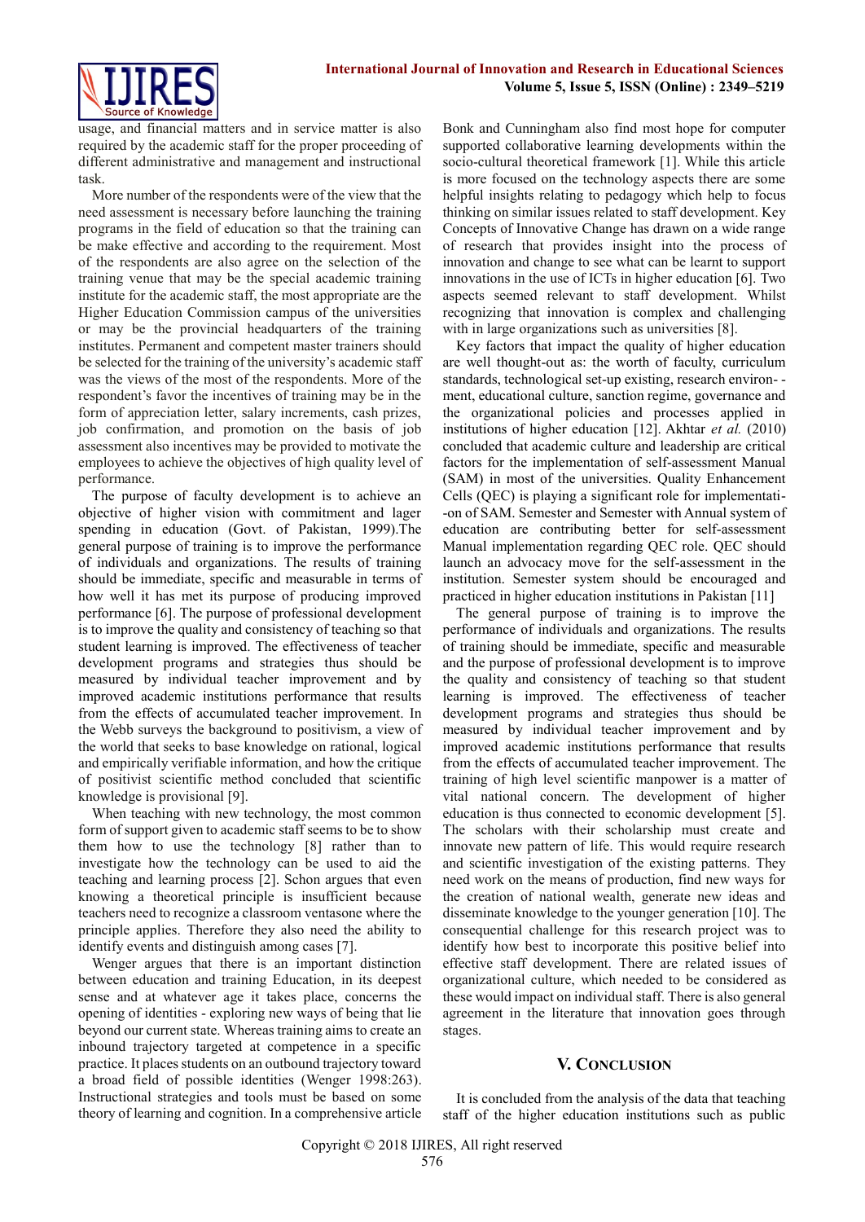usage, and financial matters and in service matter is also required by the academic staff for the proper proceeding of different administrative and management and instructional task.

More number of the respondents were of the view that the need assessment is necessary before launching the training programs in the field of education so that the training can be make effective and according to the requirement. Most of the respondents are also agree on the selection of the training venue that may be the special academic training institute for the academic staff, the most appropriate are the Higher Education Commission campus of the universities or may be the provincial headquarters of the training institutes. Permanent and competent master trainers should be selected for the training of the university's academic staff was the views of the most of the respondents. More of the respondent's favor the incentives of training may be in the form of appreciation letter, salary increments, cash prizes, job confirmation, and promotion on the basis of job assessment also incentives may be provided to motivate the employees to achieve the objectives of high quality level of performance.

The purpose of faculty development is to achieve an objective of higher vision with commitment and lager spending in education (Govt. of Pakistan, 1999).The general purpose of training is to improve the performance of individuals and organizations. The results of training should be immediate, specific and measurable in terms of how well it has met its purpose of producing improved performance [6]. The purpose of professional development is to improve the quality and consistency of teaching so that student learning is improved. The effectiveness of teacher development programs and strategies thus should be measured by individual teacher improvement and by improved academic institutions performance that results from the effects of accumulated teacher improvement. In the Webb surveys the background to positivism, a view of the world that seeks to base knowledge on rational, logical and empirically verifiable information, and how the critique of positivist scientific method concluded that scientific knowledge is provisional [9].

When teaching with new technology, the most common form of support given to academic staff seems to be to show them how to use the technology [8] rather than to investigate how the technology can be used to aid the teaching and learning process [2]. Schon argues that even knowing a theoretical principle is insufficient because teachers need to recognize a classroom ventasone where the principle applies. Therefore they also need the ability to identify events and distinguish among cases [7].

Wenger argues that there is an important distinction between education and training Education, in its deepest sense and at whatever age it takes place, concerns the opening of identities - exploring new ways of being that lie beyond our current state. Whereas training aims to create an inbound trajectory targeted at competence in a specific practice. It places students on an outbound trajectory toward a broad field of possible identities (Wenger 1998:263). Instructional strategies and tools must be based on some theory of learning and cognition. In a comprehensive article Bonk and Cunningham also find most hope for computer supported collaborative learning developments within the socio-cultural theoretical framework [1]. While this article is more focused on the technology aspects there are some helpful insights relating to pedagogy which help to focus thinking on similar issues related to staff development. Key Concepts of Innovative Change has drawn on a wide range of research that provides insight into the process of innovation and change to see what can be learnt to support innovations in the use of ICTs in higher education [6]. Two aspects seemed relevant to staff development. Whilst recognizing that innovation is complex and challenging with in large organizations such as universities [8].

Key factors that impact the quality of higher education are well thought-out as: the worth of faculty, curriculum standards, technological set-up existing, research environ--ment, educational culture, sanction regime, governance and the organizational policies and processes applied in institutions of higher education [12]. Akhtar *et al.* (2010) concluded that academic culture and leadership are critical factors for the implementation of self-assessment Manual (SAM) in most of the universities. Quality Enhancement Cells (QEC) is playing a significant role for implementati--on of SAM. Semester and Semester with Annual system of education are contributing better for self-assessment Manual implementation regarding QEC role. QEC should launch an advocacy move for the self-assessment in the institution. Semester system should be encouraged and practiced in higher education institutions in Pakistan [11]

The general purpose of training is to improve the performance of individuals and organizations. The results of training should be immediate, specific and measurable and the purpose of professional development is to improve the quality and consistency of teaching so that student learning is improved. The effectiveness of teacher development programs and strategies thus should be measured by individual teacher improvement and by improved academic institutions performance that results from the effects of accumulated teacher improvement. The training of high level scientific manpower is a matter of vital national concern. The development of higher education is thus connected to economic development [5]. The scholars with their scholarship must create and innovate new pattern of life. This would require research and scientific investigation of the existing patterns. They need work on the means of production, find new ways for the creation of national wealth, generate new ideas and disseminate knowledge to the younger generation [10]. The consequential challenge for this research project was to identify how best to incorporate this positive belief into effective staff development. There are related issues of organizational culture, which needed to be considered as these would impact on individual staff. There is also general agreement in the literature that innovation goes through stages.

## V. Conclusion

It is concluded from the analysis of the data that teaching staff of the higher education institutions such as public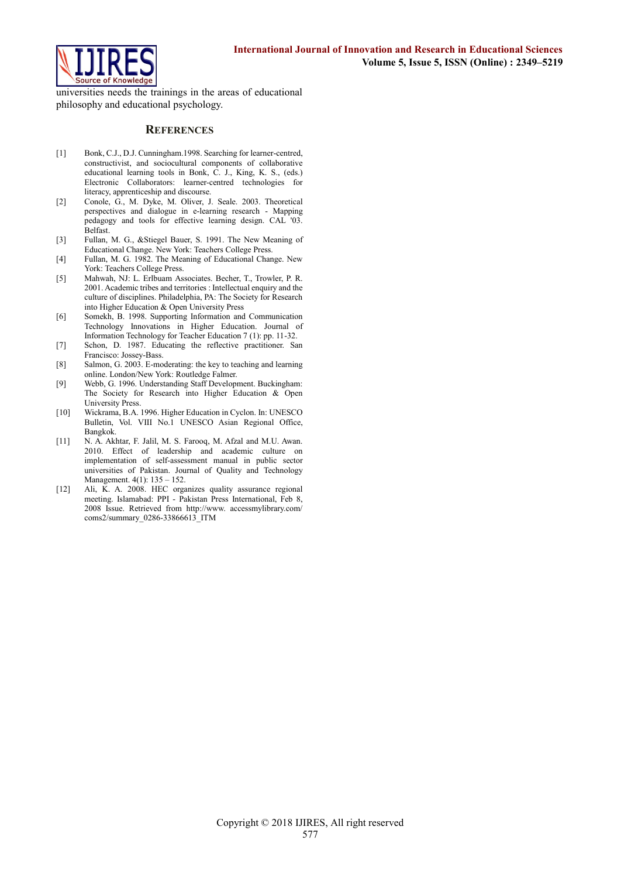universities needs the trainings in the areas of educational philosophy and educational psychology.

## REFERENCES

[1] Bonk, C.J., D.J. Cunningham.1998. Searching for learner-centred, constructivist, and sociocultural components of collaborative educational learning tools in Bonk, C. J., King, K. S., (eds.) Electronic Collaborators: learner-centred technologies for literacy, apprenticeship and discourse.

[2] Conole, G., M. Dyke, M. Oliver, J. Seale. 2003. Theoretical perspectives and dialogue in e-learning research - Mapping pedagogy and tools for effective learning design. CAL '03. Belfast.

[3] Fullan, M. G., &Stiegel Bauer, S. 1991. The New Meaning of Educational Change. New York: Teachers College Press.

[4] Fullan, M. G. 1982. The Meaning of Educational Change. New York: Teachers College Press.

[5] Mahwah, NJ: L. Erlbuam Associates. Becher, T., Trowler, P. R. 2001. Academic tribes and territories : Intellectual enquiry and the culture of disciplines. Philadelphia, PA: The Society for Research into Higher Education & Open University Press

[6] Somekh, B. 1998. Supporting Information and Communication Technology Innovations in Higher Education. Journal of Information Technology for Teacher Education 7 (1): pp. 11-32.

[7] Schon, D. 1987. Educating the reflective practitioner. San Francisco: Jossey-Bass.

[8] Salmon, G. 2003. E-moderating: the key to teaching and learning online. London/New York: Routledge Falmer.

[9] Webb, G. 1996. Understanding Staff Development. Buckingham: The Society for Research into Higher Education & Open University Press.

[10] Wickrama, B.A. 1996. Higher Education in Cyclon. In: UNESCO Bulletin, Vol. VIII No.1 UNESCO Asian Regional Office, Bangkok.

[11] N. A. Akhtar, F. Jalil, M. S. Farooq, M. Afzal and M.U. Awan. 2010. Effect of leadership and academic culture on implementation of self-assessment manual in public sector universities of Pakistan. Journal of Quality and Technology Management. 4(1): 135 – 152.

[12] Ali, K. A. 2008. HEC organizes quality assurance regional meeting. Islamabad: PPI - Pakistan Press International, Feb 8, 2008 Issue. Retrieved from http://www. accessmylibrary.com/ coms2/summary_0286-33866613_ITM